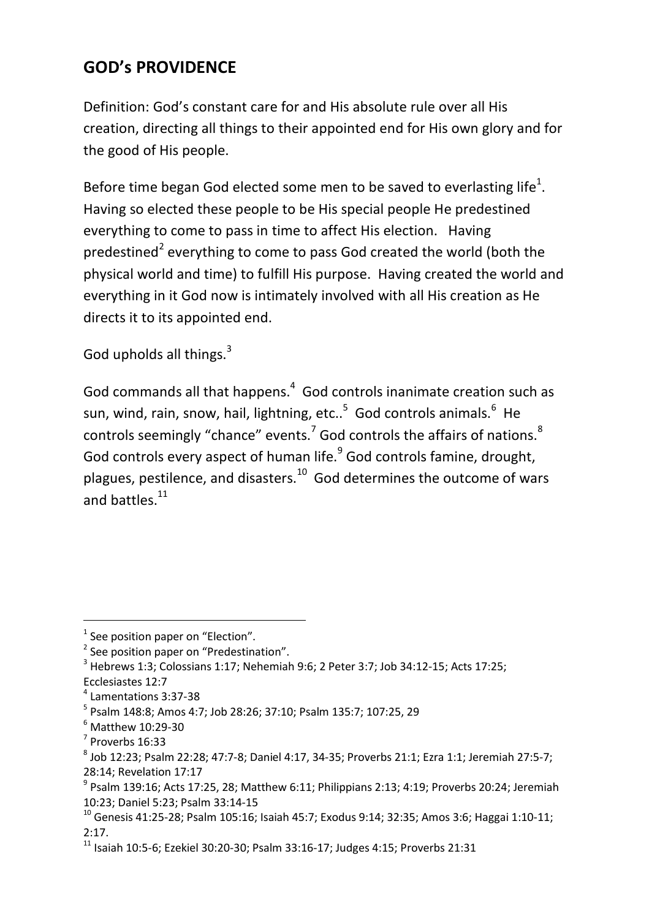## GOD's PROVIDENCE

Definition: God's constant care for and His absolute rule over all His creation, directing all things to their appointed end for His own glory and for the good of His people.

Before time began God elected some men to be saved to everlasting life[1]. Having so elected these people to be His special people He predestined everything to come to pass in time to affect His election. Having predestined[2] everything to come to pass God created the world (both the physical world and time) to fulfill His purpose. Having created the world and everything in it God now is intimately involved with all His creation as He directs it to its appointed end.

God upholds all things.[3]

God commands all that happens.[4] God controls inanimate creation such as sun, wind, rain, snow, hail, lightning, etc..[5] God controls animals.[6] He controls seemingly "chance" events.[7] God controls the affairs of nations.[8] God controls every aspect of human life.[9] God controls famine, drought, plagues, pestilence, and disasters.[10] God determines the outcome of wars and battles.[11]

---

[1] See position paper on "Election".

[2] See position paper on "Predestination".

[3] Hebrews 1:3; Colossians 1:17; Nehemiah 9:6; 2 Peter 3:7; Job 34:12-15; Acts 17:25; Ecclesiastes 12:7

[4] Lamentations 3:37-38

[5] Psalm 148:8; Amos 4:7; Job 28:26; 37:10; Psalm 135:7; 107:25, 29

[6] Matthew 10:29-30

[7] Proverbs 16:33

[8] Job 12:23; Psalm 22:28; 47:7-8; Daniel 4:17, 34-35; Proverbs 21:1; Ezra 1:1; Jeremiah 27:5-7; 28:14; Revelation 17:17

[9] Psalm 139:16; Acts 17:25, 28; Matthew 6:11; Philippians 2:13; 4:19; Proverbs 20:24; Jeremiah 10:23; Daniel 5:23; Psalm 33:14-15

[10] Genesis 41:25-28; Psalm 105:16; Isaiah 45:7; Exodus 9:14; 32:35; Amos 3:6; Haggai 1:10-11; 2:17.

[11] Isaiah 10:5-6; Ezekiel 30:20-30; Psalm 33:16-17; Judges 4:15; Proverbs 21:31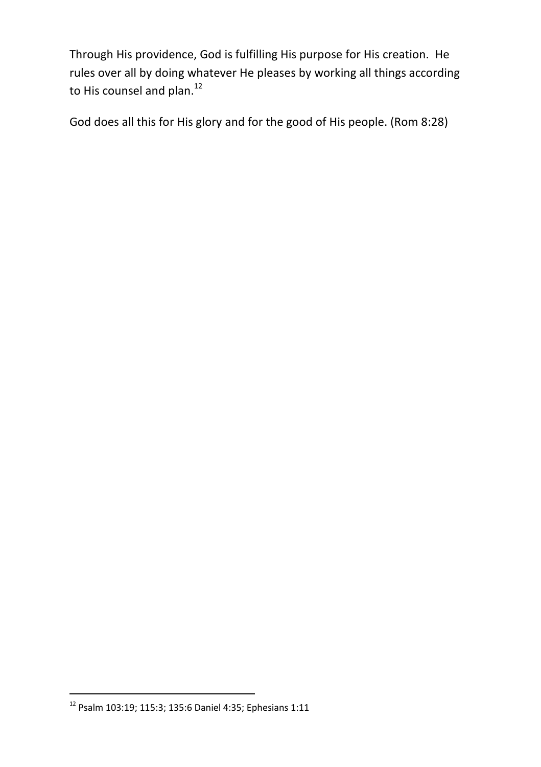Through His providence, God is fulfilling His purpose for His creation. He rules over all by doing whatever He pleases by working all things according to His counsel and plan.[12]

God does all this for His glory and for the good of His people. (Rom 8:28)

---

[12] Psalm 103:19; 115:3; 135:6 Daniel 4:35; Ephesians 1:11